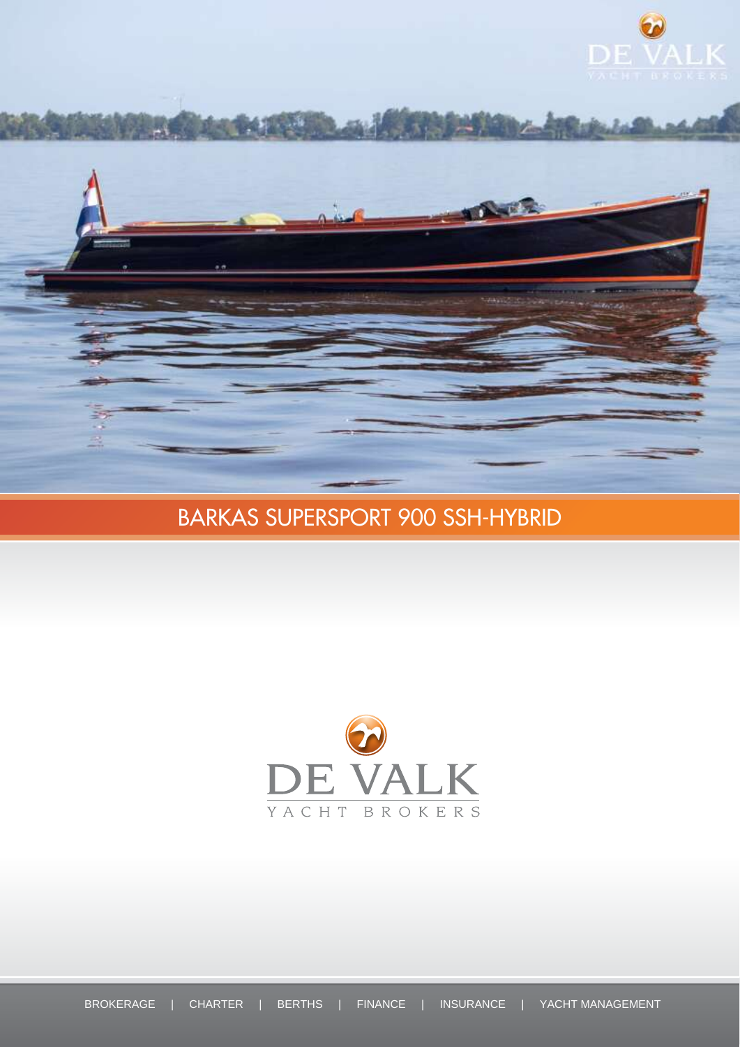# BARKAS SUPERSPORT 900 SSH-HYBRID

DE VALK

YACHT BROKERS

BROKERAGE | CHARTER | BERTHS | FINANCE | INSURANCE | YACHT MANAGEMENT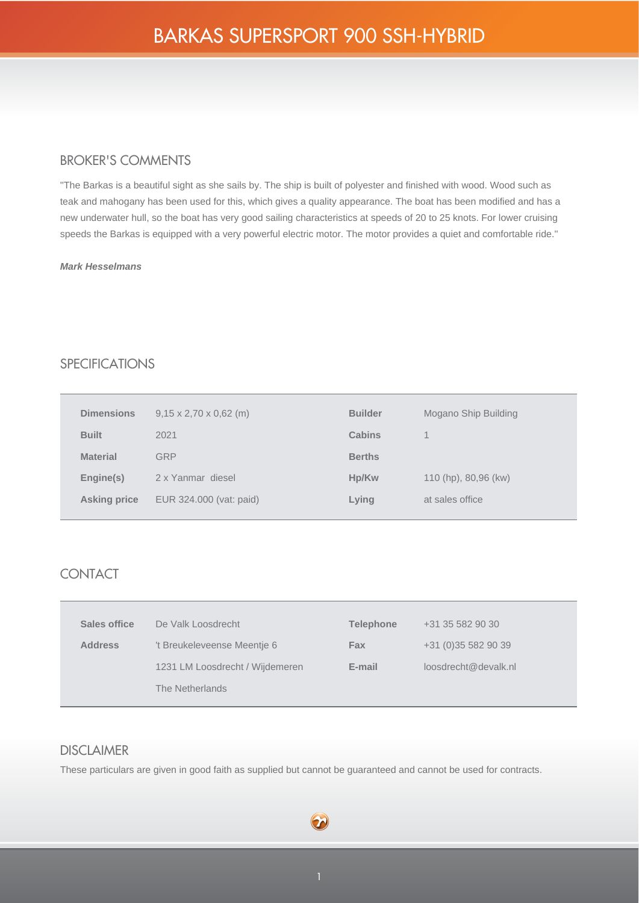# BARKAS SUPERSPORT 900 SSH-HYBRID

## BROKER'S COMMENTS

"The Barkas is a beautiful sight as she sails by. The ship is built of polyester and finished with wood. Wood such as teak and mahogany has been used for this, which gives a quality appearance. The boat has been modified and has a new underwater hull, so the boat has very good sailing characteristics at speeds of 20 to 25 knots. For lower cruising speeds the Barkas is equipped with a very powerful electric motor. The motor provides a quiet and comfortable ride."

***Mark Hesselmans***

## SPECIFICATIONS

| | | | |
|---|---|---|---|
| **Dimensions** | 9,15 x 2,70 x 0,62 (m) | **Builder** | Mogano Ship Building |
| **Built** | 2021 | **Cabins** | 1 |
| **Material** | GRP | **Berths** | |
| **Engine(s)** | 2 x Yanmar diesel | **Hp/Kw** | 110 (hp), 80,96 (kw) |
| **Asking price** | EUR 324.000 (vat: paid) | **Lying** | at sales office |

## CONTACT

| | | | |
|---|---|---|---|
| **Sales office** | De Valk Loosdrecht | **Telephone** | +31 35 582 90 30 |
| **Address** | 't Breukeleveense Meentje 6 | **Fax** | +31 (0)35 582 90 39 |
| | 1231 LM Loosdrecht / Wijdemeren | **E-mail** | loosdrecht@devalk.nl |
| | The Netherlands | | |

## DISCLAIMER

These particulars are given in good faith as supplied but cannot be guaranteed and cannot be used for contracts.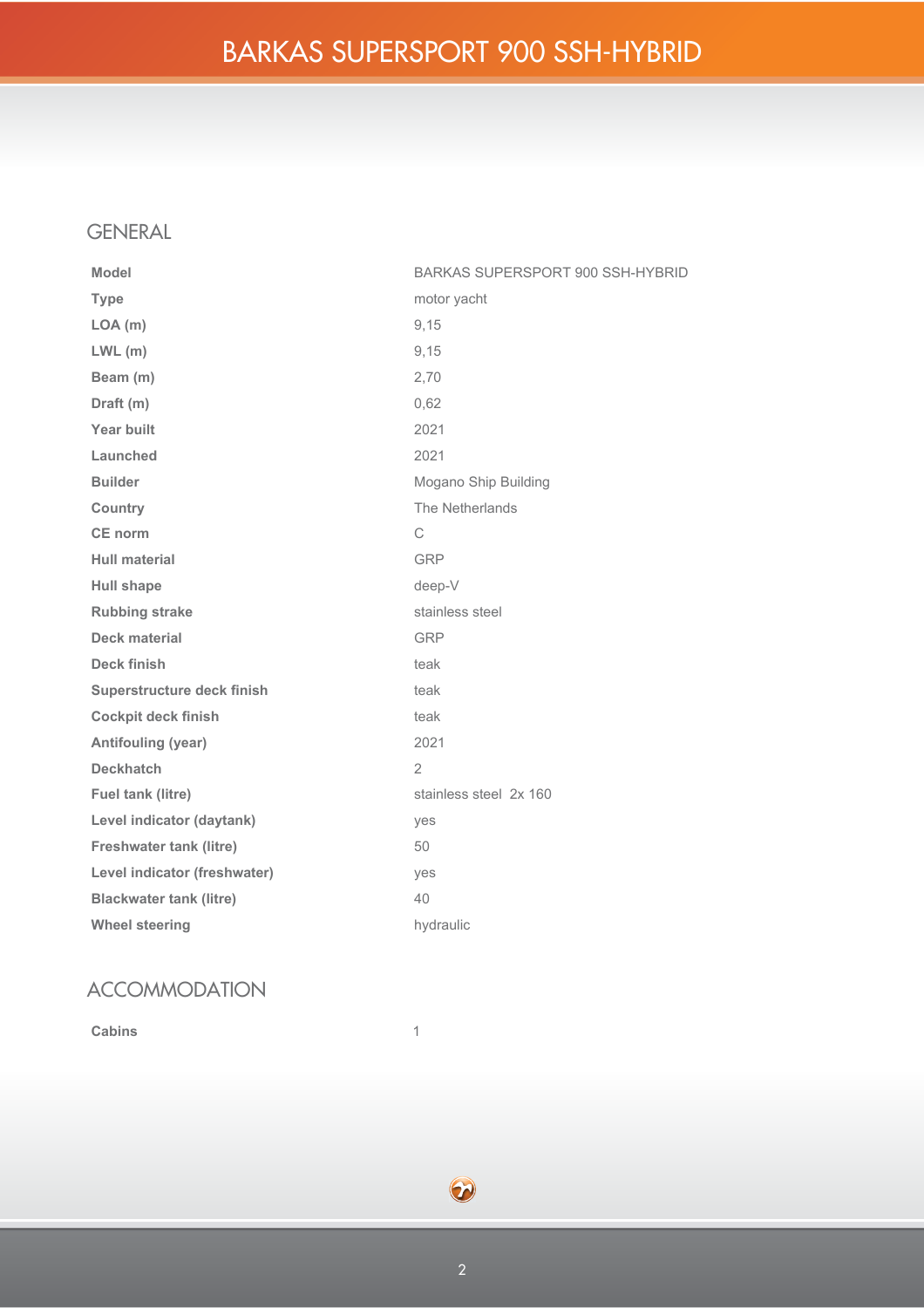# BARKAS SUPERSPORT 900 SSH-HYBRID

## GENERAL

| | |
|---|---|
| **Model** | BARKAS SUPERSPORT 900 SSH-HYBRID |
| **Type** | motor yacht |
| **LOA (m)** | 9,15 |
| **LWL (m)** | 9,15 |
| **Beam (m)** | 2,70 |
| **Draft (m)** | 0,62 |
| **Year built** | 2021 |
| **Launched** | 2021 |
| **Builder** | Mogano Ship Building |
| **Country** | The Netherlands |
| **CE norm** | C |
| **Hull material** | GRP |
| **Hull shape** | deep-V |
| **Rubbing strake** | stainless steel |
| **Deck material** | GRP |
| **Deck finish** | teak |
| **Superstructure deck finish** | teak |
| **Cockpit deck finish** | teak |
| **Antifouling (year)** | 2021 |
| **Deckhatch** | 2 |
| **Fuel tank (litre)** | stainless steel 2x 160 |
| **Level indicator (daytank)** | yes |
| **Freshwater tank (litre)** | 50 |
| **Level indicator (freshwater)** | yes |
| **Blackwater tank (litre)** | 40 |
| **Wheel steering** | hydraulic |

## ACCOMMODATION

| | |
|---|---|
| **Cabins** | 1 |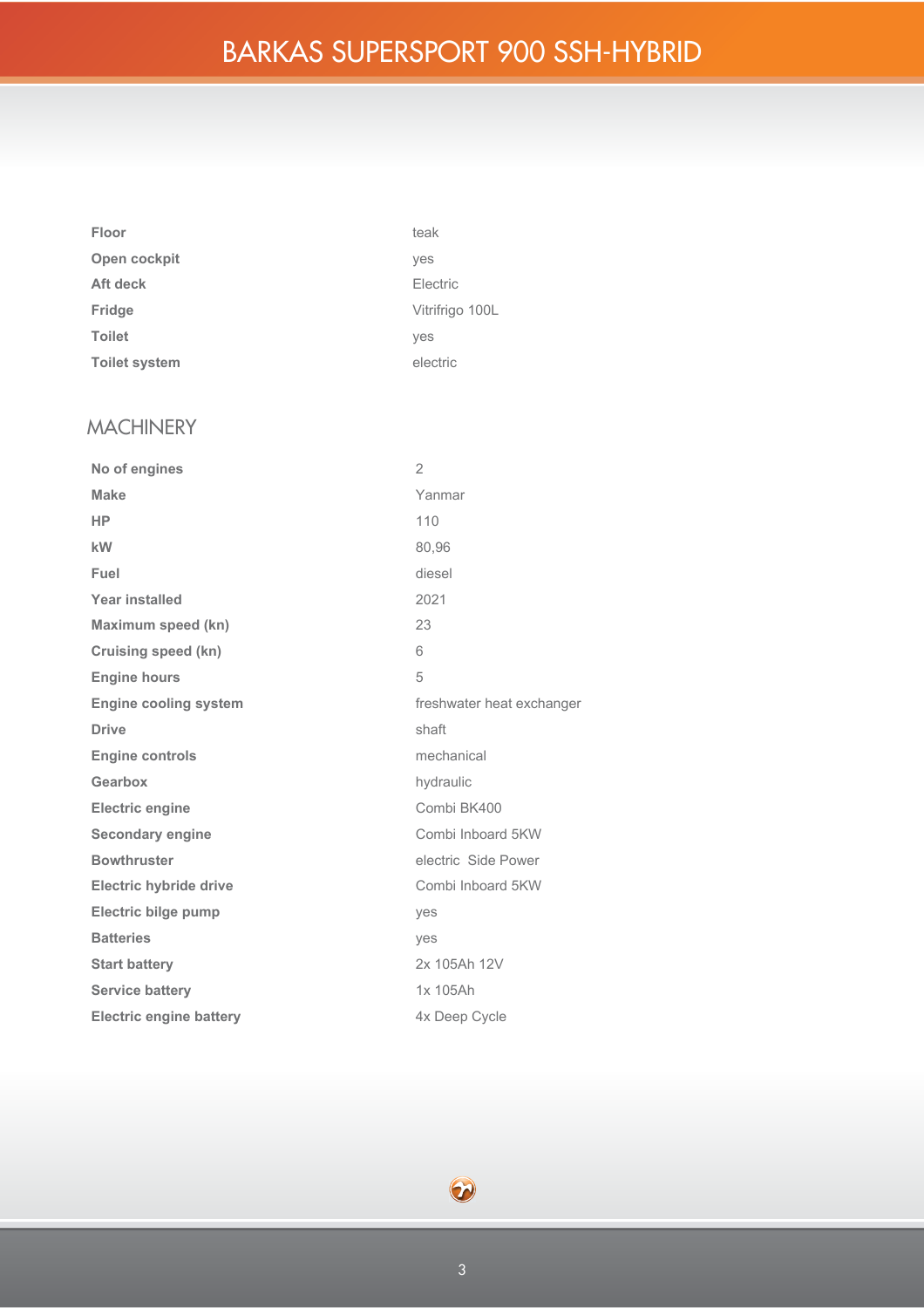| | |
|---|---|
| **Floor** | teak |
| **Open cockpit** | yes |
| **Aft deck** | Electric |
| **Fridge** | Vitrifrigo 100L |
| **Toilet** | yes |
| **Toilet system** | electric |

## MACHINERY

| | |
|---|---|
| **No of engines** | 2 |
| **Make** | Yanmar |
| **HP** | 110 |
| **kW** | 80,96 |
| **Fuel** | diesel |
| **Year installed** | 2021 |
| **Maximum speed (kn)** | 23 |
| **Cruising speed (kn)** | 6 |
| **Engine hours** | 5 |
| **Engine cooling system** | freshwater heat exchanger |
| **Drive** | shaft |
| **Engine controls** | mechanical |
| **Gearbox** | hydraulic |
| **Electric engine** | Combi BK400 |
| **Secondary engine** | Combi Inboard 5KW |
| **Bowthruster** | electric Side Power |
| **Electric hybride drive** | Combi Inboard 5KW |
| **Electric bilge pump** | yes |
| **Batteries** | yes |
| **Start battery** | 2x 105Ah 12V |
| **Service battery** | 1x 105Ah |
| **Electric engine battery** | 4x Deep Cycle |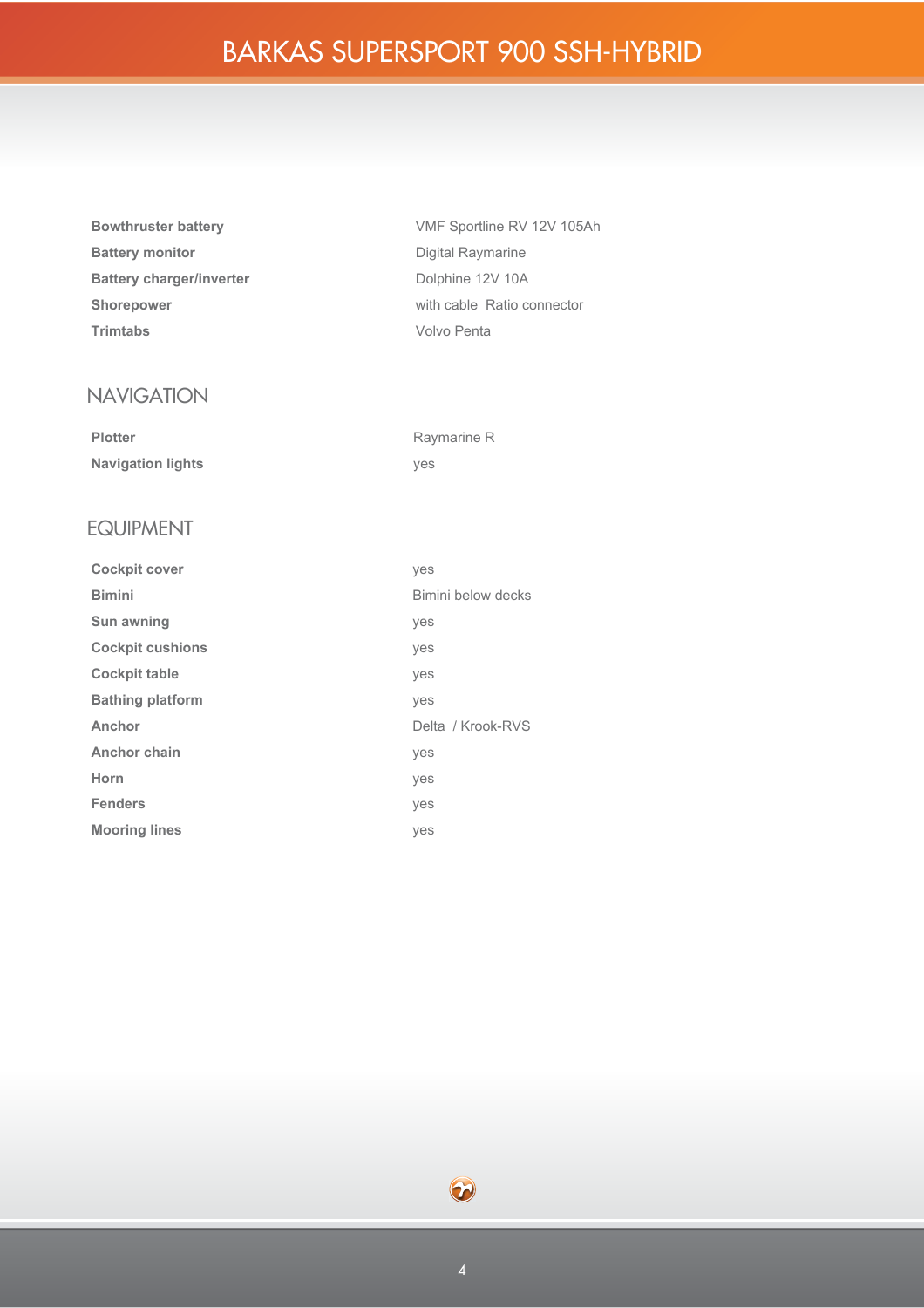| | |
|---|---|
| **Bowthruster battery** | VMF Sportline RV 12V 105Ah |
| **Battery monitor** | Digital Raymarine |
| **Battery charger/inverter** | Dolphine 12V 10A |
| **Shorepower** | with cable Ratio connector |
| **Trimtabs** | Volvo Penta |

## NAVIGATION

| | |
|---|---|
| **Plotter** | Raymarine R |
| **Navigation lights** | yes |

## EQUIPMENT

| | |
|---|---|
| **Cockpit cover** | yes |
| **Bimini** | Bimini below decks |
| **Sun awning** | yes |
| **Cockpit cushions** | yes |
| **Cockpit table** | yes |
| **Bathing platform** | yes |
| **Anchor** | Delta / Krook-RVS |
| **Anchor chain** | yes |
| **Horn** | yes |
| **Fenders** | yes |
| **Mooring lines** | yes |